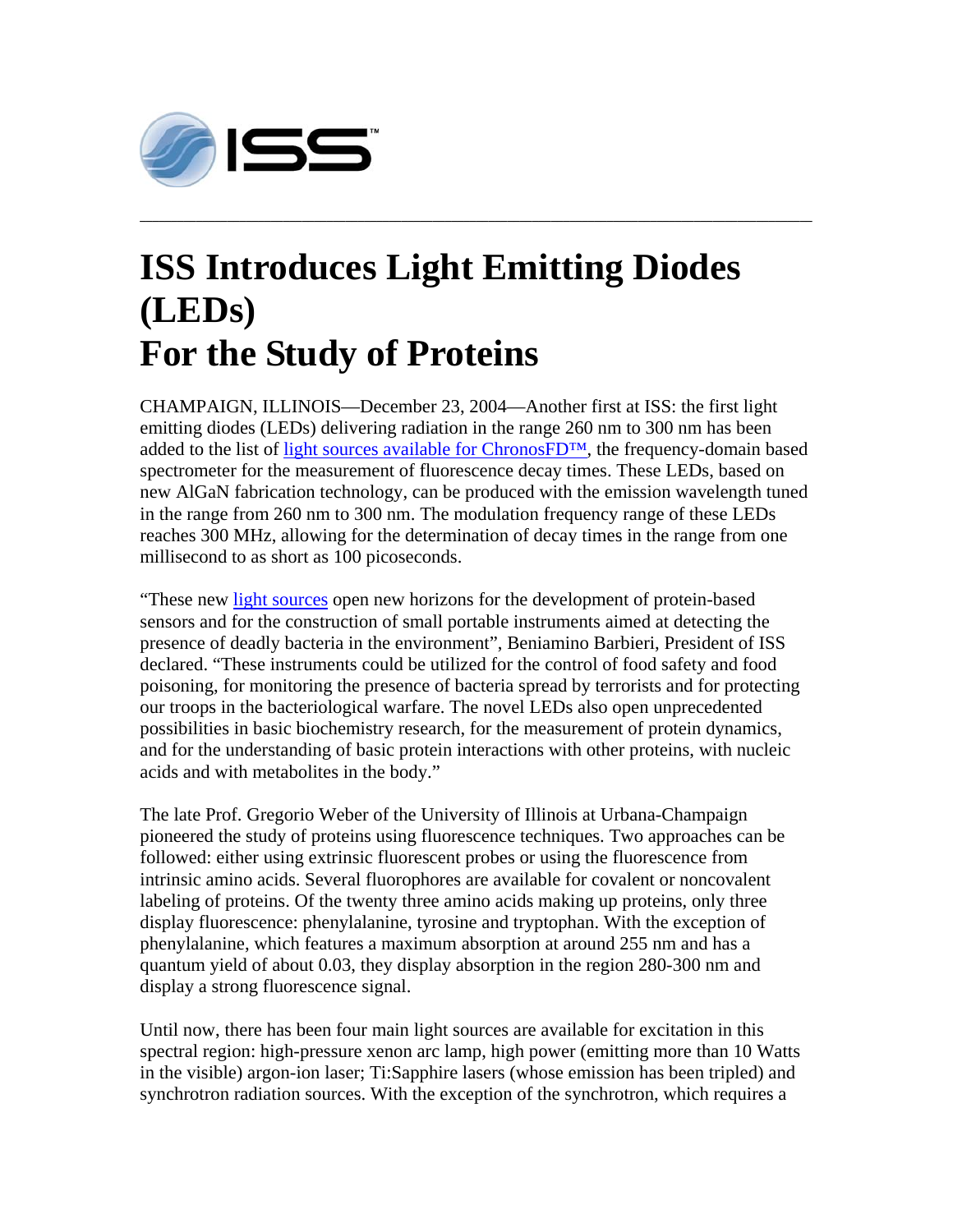# ISS Introduces Light Emitting Diodes (LEDs) For the Study of Proteins

CHAMPAIGN, ILLINOIS—December 23, 2004—Another first at ISS: the first light emitting diodes (LEDs) delivering radiation in the range 260 nm to 300 nm has been added to the list of light sources available for ChronosFD™, the frequency-domain based spectrometer for the measurement of fluorescence decay times. These LEDs, based on new AlGaN fabrication technology, can be produced with the emission wavelength tuned in the range from 260 nm to 300 nm. The modulation frequency range of these LEDs reaches 300 MHz, allowing for the determination of decay times in the range from one millisecond to as short as 100 picoseconds.

"These new light sources open new horizons for the development of protein-based sensors and for the construction of small portable instruments aimed at detecting the presence of deadly bacteria in the environment", Beniamino Barbieri, President of ISS declared. "These instruments could be utilized for the control of food safety and food poisoning, for monitoring the presence of bacteria spread by terrorists and for protecting our troops in the bacteriological warfare. The novel LEDs also open unprecedented possibilities in basic biochemistry research, for the measurement of protein dynamics, and for the understanding of basic protein interactions with other proteins, with nucleic acids and with metabolites in the body."

The late Prof. Gregorio Weber of the University of Illinois at Urbana-Champaign pioneered the study of proteins using fluorescence techniques. Two approaches can be followed: either using extrinsic fluorescent probes or using the fluorescence from intrinsic amino acids. Several fluorophores are available for covalent or noncovalent labeling of proteins. Of the twenty three amino acids making up proteins, only three display fluorescence: phenylalanine, tyrosine and tryptophan. With the exception of phenylalanine, which features a maximum absorption at around 255 nm and has a quantum yield of about 0.03, they display absorption in the region 280-300 nm and display a strong fluorescence signal.

Until now, there has been four main light sources are available for excitation in this spectral region: high-pressure xenon arc lamp, high power (emitting more than 10 Watts in the visible) argon-ion laser; Ti:Sapphire lasers (whose emission has been tripled) and synchrotron radiation sources. With the exception of the synchrotron, which requires a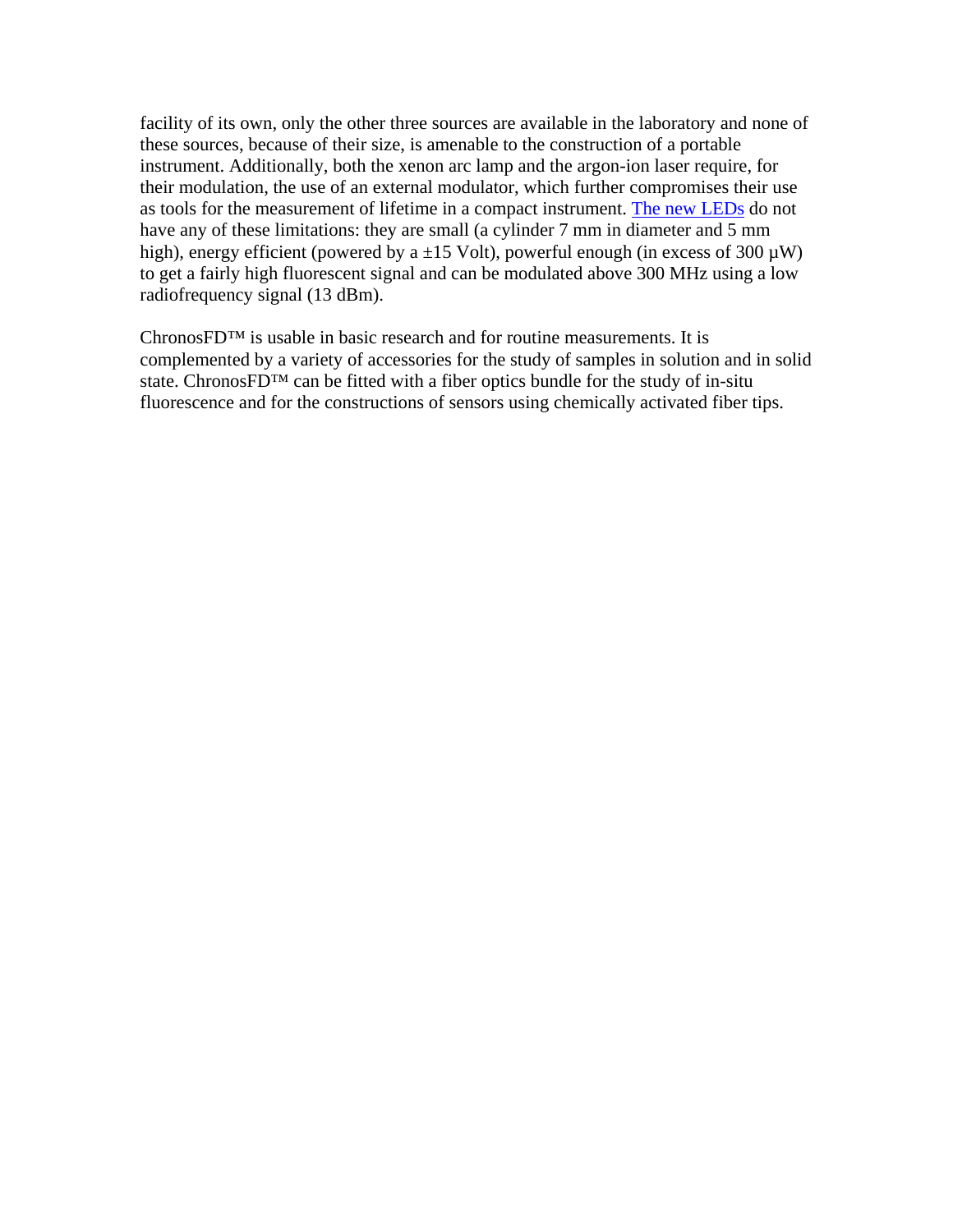facility of its own, only the other three sources are available in the laboratory and none of these sources, because of their size, is amenable to the construction of a portable instrument. Additionally, both the xenon arc lamp and the argon-ion laser require, for their modulation, the use of an external modulator, which further compromises their use as tools for the measurement of lifetime in a compact instrument. The new LEDs do not have any of these limitations: they are small (a cylinder 7 mm in diameter and 5 mm high), energy efficient (powered by a ±15 Volt), powerful enough (in excess of 300 μW) to get a fairly high fluorescent signal and can be modulated above 300 MHz using a low radiofrequency signal (13 dBm).

ChronosFD™ is usable in basic research and for routine measurements. It is complemented by a variety of accessories for the study of samples in solution and in solid state. ChronosFD™ can be fitted with a fiber optics bundle for the study of in-situ fluorescence and for the constructions of sensors using chemically activated fiber tips.